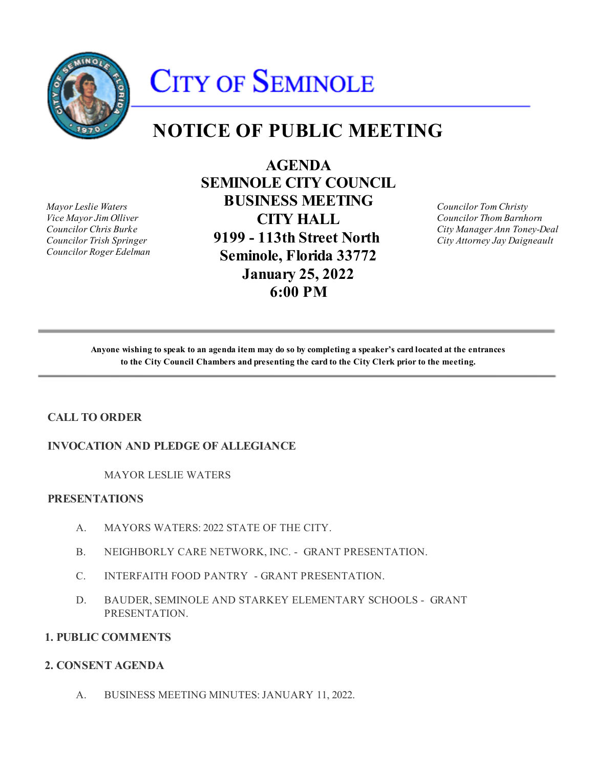# City of Seminole

## NOTICE OF PUBLIC MEETING

*Mayor Leslie Waters*
*Vice Mayor Jim Olliver*
*Councilor Chris Burke*
*Councilor Trish Springer*
*Councilor Roger Edelman*

**AGENDA**
**SEMINOLE CITY COUNCIL**
**BUSINESS MEETING**
**CITY HALL**
**9199 - 113th Street North**
**Seminole, Florida 33772**
**January 25, 2022**
**6:00 PM**

*Councilor Tom Christy*
*Councilor Thom Barnhorn*
*City Manager Ann Toney-Deal*
*City Attorney Jay Daigneault*

---

**Anyone wishing to speak to an agenda item may do so by completing a speaker's card located at the entrances to the City Council Chambers and presenting the card to the City Clerk prior to the meeting.**

---

**CALL TO ORDER**

**INVOCATION AND PLEDGE OF ALLEGIANCE**

MAYOR LESLIE WATERS

**PRESENTATIONS**

A. MAYORS WATERS: 2022 STATE OF THE CITY.

B. NEIGHBORLY CARE NETWORK, INC. - GRANT PRESENTATION.

C. INTERFAITH FOOD PANTRY - GRANT PRESENTATION.

D. BAUDER, SEMINOLE AND STARKEY ELEMENTARY SCHOOLS - GRANT PRESENTATION.

**1. PUBLIC COMMENTS**

**2. CONSENT AGENDA**

A. BUSINESS MEETING MINUTES: JANUARY 11, 2022.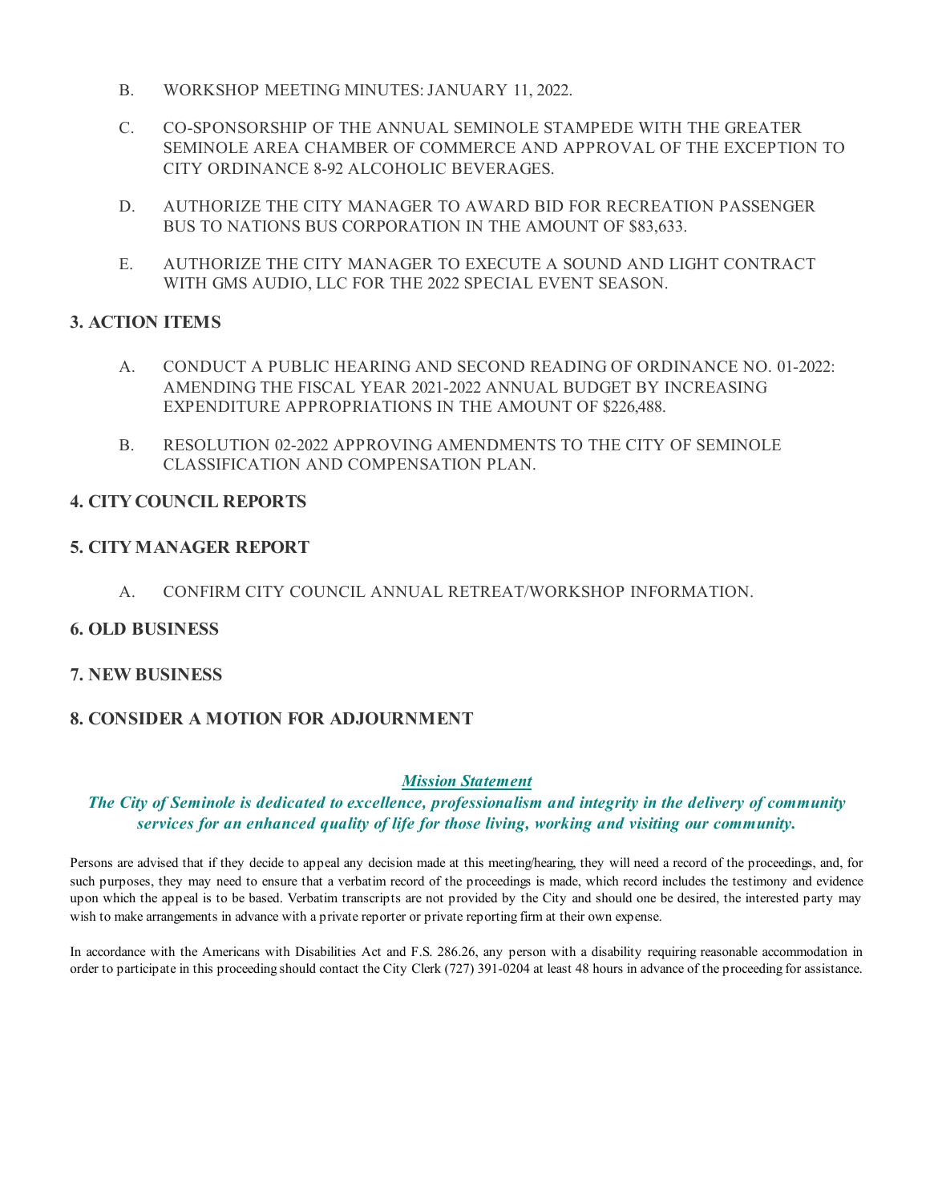B. WORKSHOP MEETING MINUTES: JANUARY 11, 2022.

C. CO-SPONSORSHIP OF THE ANNUAL SEMINOLE STAMPEDE WITH THE GREATER SEMINOLE AREA CHAMBER OF COMMERCE AND APPROVAL OF THE EXCEPTION TO CITY ORDINANCE 8-92 ALCOHOLIC BEVERAGES.

D. AUTHORIZE THE CITY MANAGER TO AWARD BID FOR RECREATION PASSENGER BUS TO NATIONS BUS CORPORATION IN THE AMOUNT OF $83,633.

E. AUTHORIZE THE CITY MANAGER TO EXECUTE A SOUND AND LIGHT CONTRACT WITH GMS AUDIO, LLC FOR THE 2022 SPECIAL EVENT SEASON.

## 3. ACTION ITEMS

A. CONDUCT A PUBLIC HEARING AND SECOND READING OF ORDINANCE NO. 01-2022: AMENDING THE FISCAL YEAR 2021-2022 ANNUAL BUDGET BY INCREASING EXPENDITURE APPROPRIATIONS IN THE AMOUNT OF $226,488.

B. RESOLUTION 02-2022 APPROVING AMENDMENTS TO THE CITY OF SEMINOLE CLASSIFICATION AND COMPENSATION PLAN.

## 4. CITY COUNCIL REPORTS

## 5. CITY MANAGER REPORT

A. CONFIRM CITY COUNCIL ANNUAL RETREAT/WORKSHOP INFORMATION.

## 6. OLD BUSINESS

## 7. NEW BUSINESS

## 8. CONSIDER A MOTION FOR ADJOURNMENT

***Mission Statement***

***The City of Seminole is dedicated to excellence, professionalism and integrity in the delivery of community services for an enhanced quality of life for those living, working and visiting our community.***

Persons are advised that if they decide to appeal any decision made at this meeting/hearing, they will need a record of the proceedings, and, for such purposes, they may need to ensure that a verbatim record of the proceedings is made, which record includes the testimony and evidence upon which the appeal is to be based. Verbatim transcripts are not provided by the City and should one be desired, the interested party may wish to make arrangements in advance with a private reporter or private reporting firm at their own expense.

In accordance with the Americans with Disabilities Act and F.S. 286.26, any person with a disability requiring reasonable accommodation in order to participate in this proceeding should contact the City Clerk (727) 391-0204 at least 48 hours in advance of the proceeding for assistance.